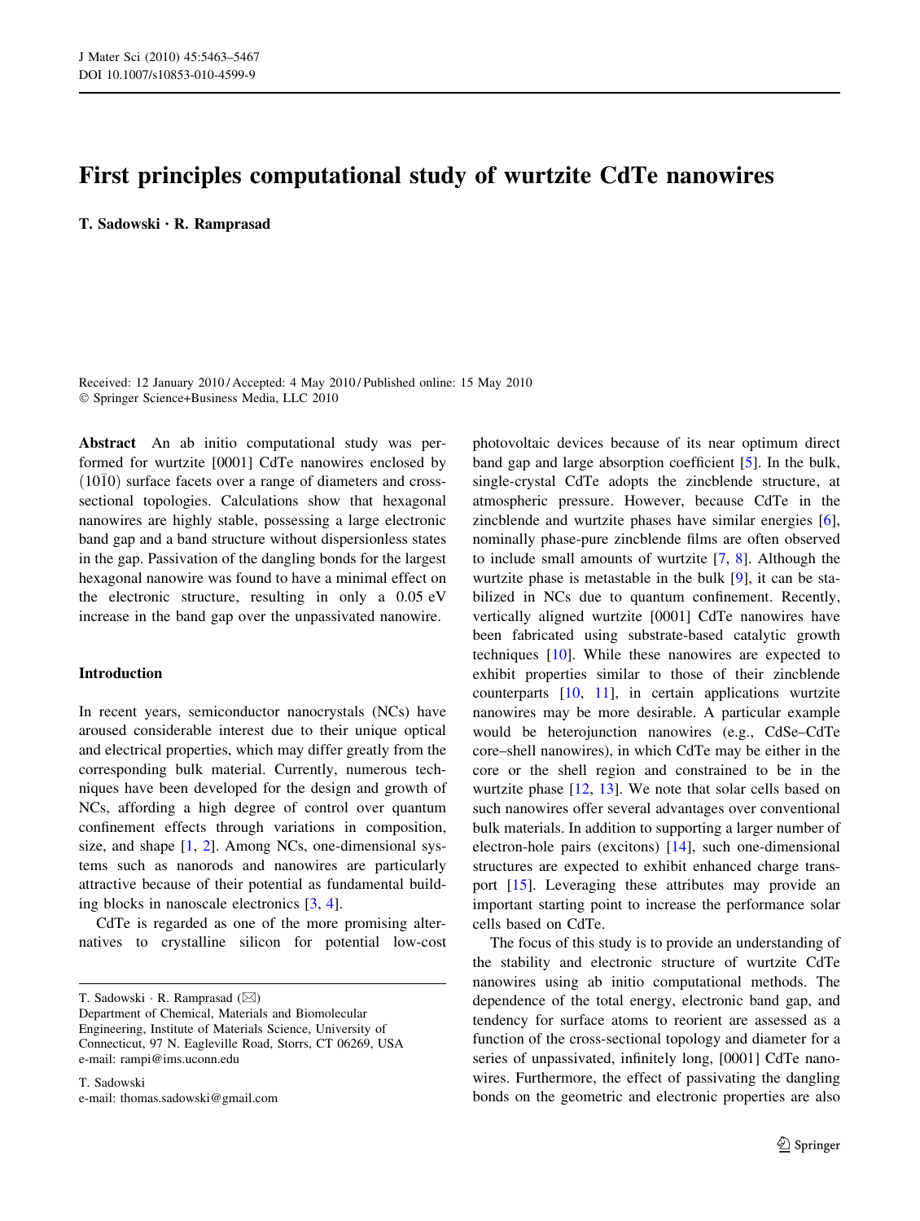# First principles computational study of wurtzite CdTe nanowires

**T. Sadowski · R. Ramprasad**

Received: 12 January 2010 / Accepted: 4 May 2010 / Published online: 15 May 2010
© Springer Science+Business Media, LLC 2010

**Abstract** An ab initio computational study was performed for wurtzite [0001] CdTe nanowires enclosed by $(10\bar{1}0)$ surface facets over a range of diameters and cross-sectional topologies. Calculations show that hexagonal nanowires are highly stable, possessing a large electronic band gap and a band structure without dispersionless states in the gap. Passivation of the dangling bonds for the largest hexagonal nanowire was found to have a minimal effect on the electronic structure, resulting in only a 0.05 eV increase in the band gap over the unpassivated nanowire.

## Introduction

In recent years, semiconductor nanocrystals (NCs) have aroused considerable interest due to their unique optical and electrical properties, which may differ greatly from the corresponding bulk material. Currently, numerous techniques have been developed for the design and growth of NCs, affording a high degree of control over quantum confinement effects through variations in composition, size, and shape [1, 2]. Among NCs, one-dimensional systems such as nanorods and nanowires are particularly attractive because of their potential as fundamental building blocks in nanoscale electronics [3, 4].

CdTe is regarded as one of the more promising alternatives to crystalline silicon for potential low-cost photovoltaic devices because of its near optimum direct band gap and large absorption coefficient [5]. In the bulk, single-crystal CdTe adopts the zincblende structure, at atmospheric pressure. However, because CdTe in the zincblende and wurtzite phases have similar energies [6], nominally phase-pure zincblende films are often observed to include small amounts of wurtzite [7, 8]. Although the wurtzite phase is metastable in the bulk [9], it can be stabilized in NCs due to quantum confinement. Recently, vertically aligned wurtzite [0001] CdTe nanowires have been fabricated using substrate-based catalytic growth techniques [10]. While these nanowires are expected to exhibit properties similar to those of their zincblende counterparts [10, 11], in certain applications wurtzite nanowires may be more desirable. A particular example would be heterojunction nanowires (e.g., CdSe–CdTe core–shell nanowires), in which CdTe may be either in the core or the shell region and constrained to be in the wurtzite phase [12, 13]. We note that solar cells based on such nanowires offer several advantages over conventional bulk materials. In addition to supporting a larger number of electron-hole pairs (excitons) [14], such one-dimensional structures are expected to exhibit enhanced charge transport [15]. Leveraging these attributes may provide an important starting point to increase the performance solar cells based on CdTe.

The focus of this study is to provide an understanding of the stability and electronic structure of wurtzite CdTe nanowires using ab initio computational methods. The dependence of the total energy, electronic band gap, and tendency for surface atoms to reorient are assessed as a function of the cross-sectional topology and diameter for a series of unpassivated, infinitely long, [0001] CdTe nanowires. Furthermore, the effect of passivating the dangling bonds on the geometric and electronic properties are also

T. Sadowski · R. Ramprasad (✉)
Department of Chemical, Materials and Biomolecular Engineering, Institute of Materials Science, University of Connecticut, 97 N. Eagleville Road, Storrs, CT 06269, USA
e-mail: rampi@ims.uconn.edu

T. Sadowski
e-mail: thomas.sadowski@gmail.com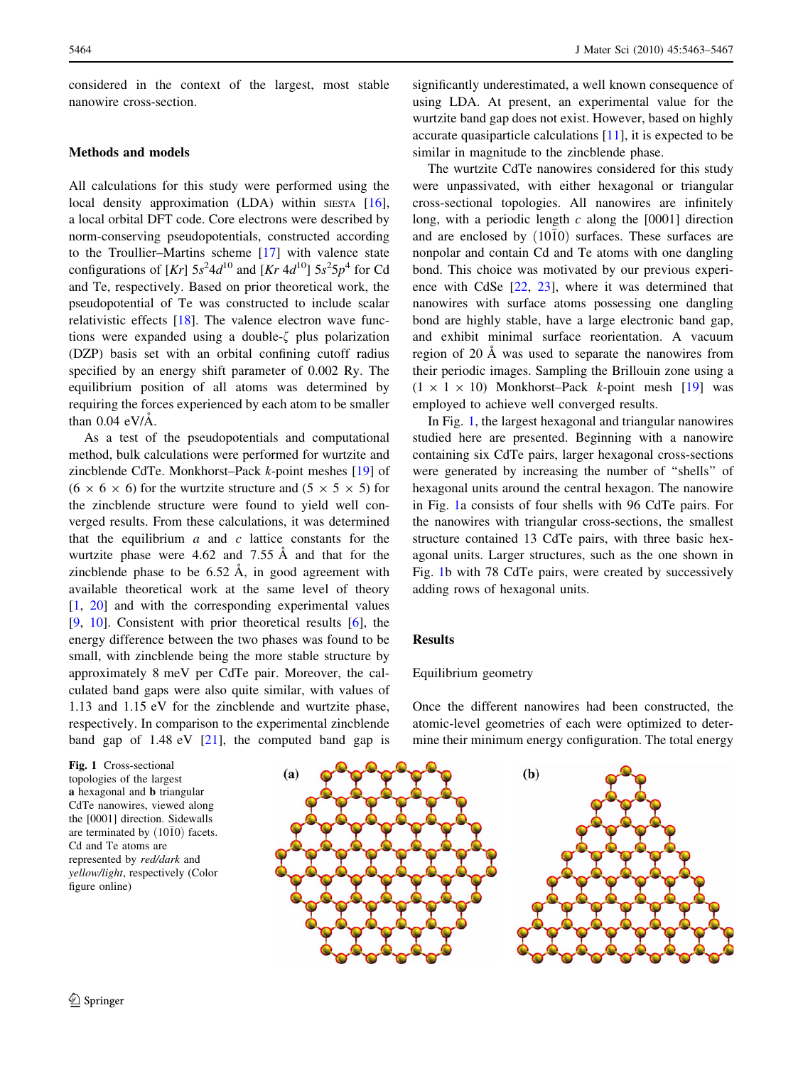considered in the context of the largest, most stable nanowire cross-section.

## Methods and models

All calculations for this study were performed using the local density approximation (LDA) within SIESTA [16], a local orbital DFT code. Core electrons were described by norm-conserving pseudopotentials, constructed according to the Troullier–Martins scheme [17] with valence state configurations of [*Kr*] $5s^2 4d^{10}$ and [*Kr* $4d^{10}$] $5s^2 5p^4$ for Cd and Te, respectively. Based on prior theoretical work, the pseudopotential of Te was constructed to include scalar relativistic effects [18]. The valence electron wave functions were expanded using a double-$\zeta$ plus polarization (DZP) basis set with an orbital confining cutoff radius specified by an energy shift parameter of 0.002 Ry. The equilibrium position of all atoms was determined by requiring the forces experienced by each atom to be smaller than 0.04 eV/Å.

As a test of the pseudopotentials and computational method, bulk calculations were performed for wurtzite and zincblende CdTe. Monkhorst–Pack *k*-point meshes [19] of $(6 \times 6 \times 6)$ for the wurtzite structure and $(5 \times 5 \times 5)$ for the zincblende structure were found to yield well converged results. From these calculations, it was determined that the equilibrium *a* and *c* lattice constants for the wurtzite phase were 4.62 and 7.55 Å and that for the zincblende phase to be 6.52 Å, in good agreement with available theoretical work at the same level of theory [1, 20] and with the corresponding experimental values [9, 10]. Consistent with prior theoretical results [6], the energy difference between the two phases was found to be small, with zincblende being the more stable structure by approximately 8 meV per CdTe pair. Moreover, the calculated band gaps were also quite similar, with values of 1.13 and 1.15 eV for the zincblende and wurtzite phase, respectively. In comparison to the experimental zincblende band gap of 1.48 eV [21], the computed band gap is significantly underestimated, a well known consequence of using LDA. At present, an experimental value for the wurtzite band gap does not exist. However, based on highly accurate quasiparticle calculations [11], it is expected to be similar in magnitude to the zincblende phase.

The wurtzite CdTe nanowires considered for this study were unpassivated, with either hexagonal or triangular cross-sectional topologies. All nanowires are infinitely long, with a periodic length *c* along the [0001] direction and are enclosed by $(10\bar{1}0)$ surfaces. These surfaces are nonpolar and contain Cd and Te atoms with one dangling bond. This choice was motivated by our previous experience with CdSe [22, 23], where it was determined that nanowires with surface atoms possessing one dangling bond are highly stable, have a large electronic band gap, and exhibit minimal surface reorientation. A vacuum region of 20 Å was used to separate the nanowires from their periodic images. Sampling the Brillouin zone using a $(1 \times 1 \times 10)$ Monkhorst–Pack *k*-point mesh [19] was employed to achieve well converged results.

In Fig. 1, the largest hexagonal and triangular nanowires studied here are presented. Beginning with a nanowire containing six CdTe pairs, larger hexagonal cross-sections were generated by increasing the number of "shells" of hexagonal units around the central hexagon. The nanowire in Fig. 1a consists of four shells with 96 CdTe pairs. For the nanowires with triangular cross-sections, the smallest structure contained 13 CdTe pairs, with three basic hexagonal units. Larger structures, such as the one shown in Fig. 1b with 78 CdTe pairs, were created by successively adding rows of hexagonal units.

**Fig. 1** Cross-sectional topologies of the largest **a** hexagonal and **b** triangular CdTe nanowires, viewed along the [0001] direction. Sidewalls are terminated by $(10\bar{1}0)$ facets. Cd and Te atoms are represented by *red/dark* and *yellow/light*, respectively (Color figure online)

## Results

### Equilibrium geometry

Once the different nanowires had been constructed, the atomic-level geometries of each were optimized to determine their minimum energy configuration. The total energy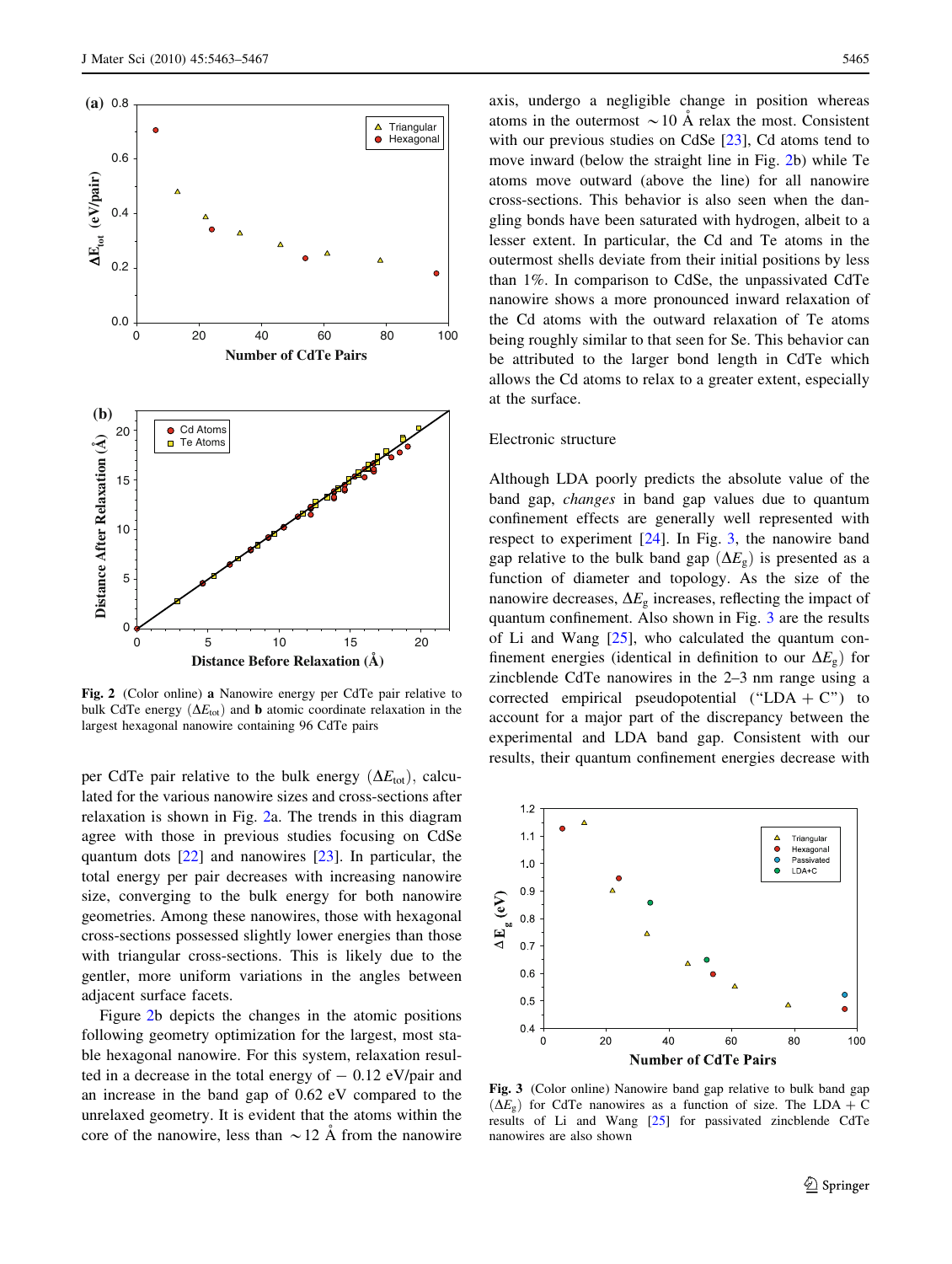**Fig. 2** (Color online) **a** Nanowire energy per CdTe pair relative to bulk CdTe energy ($\Delta E_{tot}$) and **b** atomic coordinate relaxation in the largest hexagonal nanowire containing 96 CdTe pairs

per CdTe pair relative to the bulk energy ($\Delta E_{tot}$), calculated for the various nanowire sizes and cross-sections after relaxation is shown in Fig. 2a. The trends in this diagram agree with those in previous studies focusing on CdSe quantum dots [22] and nanowires [23]. In particular, the total energy per pair decreases with increasing nanowire size, converging to the bulk energy for both nanowire geometries. Among these nanowires, those with hexagonal cross-sections possessed slightly lower energies than those with triangular cross-sections. This is likely due to the gentler, more uniform variations in the angles between adjacent surface facets.

Figure 2b depicts the changes in the atomic positions following geometry optimization for the largest, most stable hexagonal nanowire. For this system, relaxation resulted in a decrease in the total energy of − 0.12 eV/pair and an increase in the band gap of 0.62 eV compared to the unrelaxed geometry. It is evident that the atoms within the core of the nanowire, less than ~12 Å from the nanowire axis, undergo a negligible change in position whereas atoms in the outermost ~10 Å relax the most. Consistent with our previous studies on CdSe [23], Cd atoms tend to move inward (below the straight line in Fig. 2b) while Te atoms move outward (above the line) for all nanowire cross-sections. This behavior is also seen when the dangling bonds have been saturated with hydrogen, albeit to a lesser extent. In particular, the Cd and Te atoms in the outermost shells deviate from their initial positions by less than 1%. In comparison to CdSe, the unpassivated CdTe nanowire shows a more pronounced inward relaxation of the Cd atoms with the outward relaxation of Te atoms being roughly similar to that seen for Se. This behavior can be attributed to the larger bond length in CdTe which allows the Cd atoms to relax to a greater extent, especially at the surface.

## Electronic structure

Although LDA poorly predicts the absolute value of the band gap, *changes* in band gap values due to quantum confinement effects are generally well represented with respect to experiment [24]. In Fig. 3, the nanowire band gap relative to the bulk band gap ($\Delta E_g$) is presented as a function of diameter and topology. As the size of the nanowire decreases, $\Delta E_g$ increases, reflecting the impact of quantum confinement. Also shown in Fig. 3 are the results of Li and Wang [25], who calculated the quantum confinement energies (identical in definition to our $\Delta E_g$) for zincblende CdTe nanowires in the 2–3 nm range using a corrected empirical pseudopotential ("LDA + C") to account for a major part of the discrepancy between the experimental and LDA band gap. Consistent with our results, their quantum confinement energies decrease with

**Fig. 3** (Color online) Nanowire band gap relative to bulk band gap ($\Delta E_g$) for CdTe nanowires as a function of size. The LDA + C results of Li and Wang [25] for passivated zincblende CdTe nanowires are also shown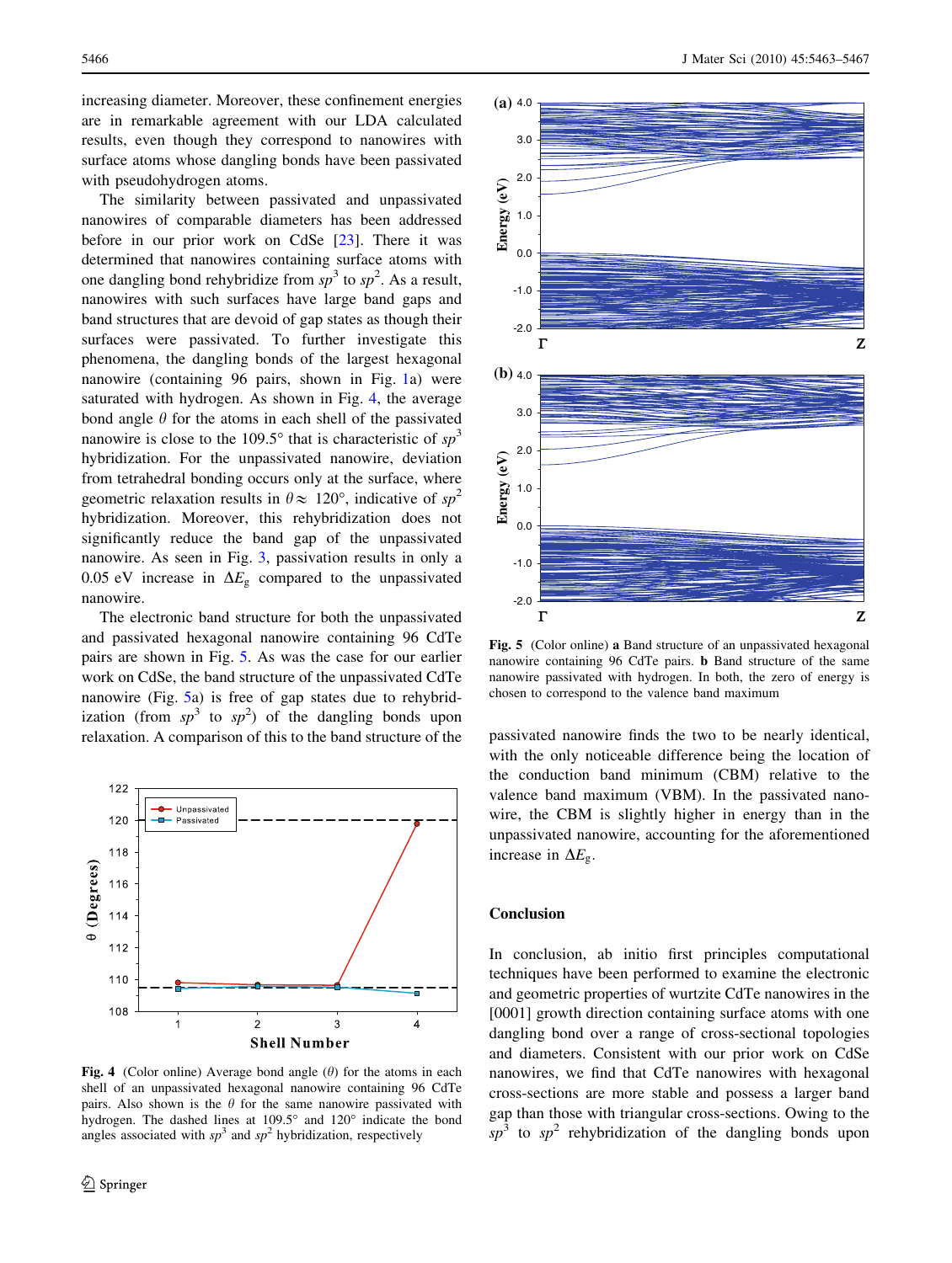increasing diameter. Moreover, these confinement energies are in remarkable agreement with our LDA calculated results, even though they correspond to nanowires with surface atoms whose dangling bonds have been passivated with pseudohydrogen atoms.

The similarity between passivated and unpassivated nanowires of comparable diameters has been addressed before in our prior work on CdSe [23]. There it was determined that nanowires containing surface atoms with one dangling bond rehybridize from $sp^3$ to $sp^2$. As a result, nanowires with such surfaces have large band gaps and band structures that are devoid of gap states as though their surfaces were passivated. To further investigate this phenomena, the dangling bonds of the largest hexagonal nanowire (containing 96 pairs, shown in Fig. 1a) were saturated with hydrogen. As shown in Fig. 4, the average bond angle $\theta$ for the atoms in each shell of the passivated nanowire is close to the 109.5° that is characteristic of $sp^3$ hybridization. For the unpassivated nanowire, deviation from tetrahedral bonding occurs only at the surface, where geometric relaxation results in $\theta \approx 120°$, indicative of $sp^2$ hybridization. Moreover, this rehybridization does not significantly reduce the band gap of the unpassivated nanowire. As seen in Fig. 3, passivation results in only a 0.05 eV increase in $\Delta E_g$ compared to the unpassivated nanowire.

The electronic band structure for both the unpassivated and passivated hexagonal nanowire containing 96 CdTe pairs are shown in Fig. 5. As was the case for our earlier work on CdSe, the band structure of the unpassivated CdTe nanowire (Fig. 5a) is free of gap states due to rehybridization (from $sp^3$ to $sp^2$) of the dangling bonds upon relaxation. A comparison of this to the band structure of the passivated nanowire finds the two to be nearly identical, with the only noticeable difference being the location of the conduction band minimum (CBM) relative to the valence band maximum (VBM). In the passivated nanowire, the CBM is slightly higher in energy than in the unpassivated nanowire, accounting for the aforementioned increase in $\Delta E_g$.

**Fig. 4** (Color online) Average bond angle ($\theta$) for the atoms in each shell of an unpassivated hexagonal nanowire containing 96 CdTe pairs. Also shown is the $\theta$ for the same nanowire passivated with hydrogen. The dashed lines at 109.5° and 120° indicate the bond angles associated with $sp^3$ and $sp^2$ hybridization, respectively

**Fig. 5** (Color online) **a** Band structure of an unpassivated hexagonal nanowire containing 96 CdTe pairs. **b** Band structure of the same nanowire passivated with hydrogen. In both, the zero of energy is chosen to correspond to the valence band maximum

## Conclusion

In conclusion, ab initio first principles computational techniques have been performed to examine the electronic and geometric properties of wurtzite CdTe nanowires in the [0001] growth direction containing surface atoms with one dangling bond over a range of cross-sectional topologies and diameters. Consistent with our prior work on CdSe nanowires, we find that CdTe nanowires with hexagonal cross-sections are more stable and possess a larger band gap than those with triangular cross-sections. Owing to the $sp^3$ to $sp^2$ rehybridization of the dangling bonds upon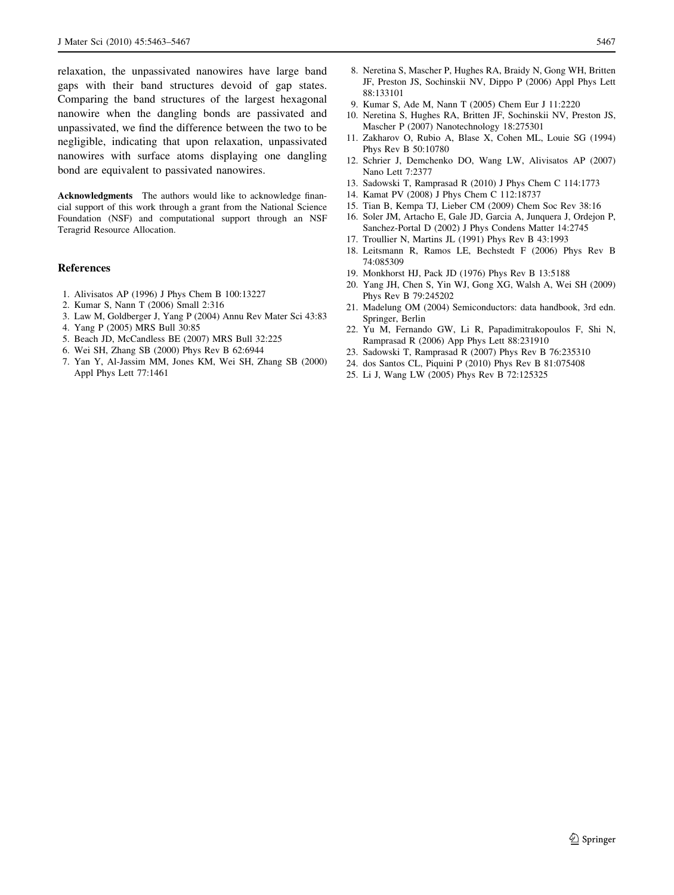relaxation, the unpassivated nanowires have large band gaps with their band structures devoid of gap states. Comparing the band structures of the largest hexagonal nanowire when the dangling bonds are passivated and unpassivated, we find the difference between the two to be negligible, indicating that upon relaxation, unpassivated nanowires with surface atoms displaying one dangling bond are equivalent to passivated nanowires.

**Acknowledgments** The authors would like to acknowledge financial support of this work through a grant from the National Science Foundation (NSF) and computational support through an NSF Teragrid Resource Allocation.

## References

1. Alivisatos AP (1996) J Phys Chem B 100:13227
2. Kumar S, Nann T (2006) Small 2:316
3. Law M, Goldberger J, Yang P (2004) Annu Rev Mater Sci 43:83
4. Yang P (2005) MRS Bull 30:85
5. Beach JD, McCandless BE (2007) MRS Bull 32:225
6. Wei SH, Zhang SB (2000) Phys Rev B 62:6944
7. Yan Y, Al-Jassim MM, Jones KM, Wei SH, Zhang SB (2000) Appl Phys Lett 77:1461
8. Neretina S, Mascher P, Hughes RA, Braidy N, Gong WH, Britten JF, Preston JS, Sochinskii NV, Dippo P (2006) Appl Phys Lett 88:133101
9. Kumar S, Ade M, Nann T (2005) Chem Eur J 11:2220
10. Neretina S, Hughes RA, Britten JF, Sochinskii NV, Preston JS, Mascher P (2007) Nanotechnology 18:275301
11. Zakharov O, Rubio A, Blase X, Cohen ML, Louie SG (1994) Phys Rev B 50:10780
12. Schrier J, Demchenko DO, Wang LW, Alivisatos AP (2007) Nano Lett 7:2377
13. Sadowski T, Ramprasad R (2010) J Phys Chem C 114:1773
14. Kamat PV (2008) J Phys Chem C 112:18737
15. Tian B, Kempa TJ, Lieber CM (2009) Chem Soc Rev 38:16
16. Soler JM, Artacho E, Gale JD, Garcia A, Junquera J, Ordejon P, Sanchez-Portal D (2002) J Phys Condens Matter 14:2745
17. Troullier N, Martins JL (1991) Phys Rev B 43:1993
18. Leitsmann R, Ramos LE, Bechstedt F (2006) Phys Rev B 74:085309
19. Monkhorst HJ, Pack JD (1976) Phys Rev B 13:5188
20. Yang JH, Chen S, Yin WJ, Gong XG, Walsh A, Wei SH (2009) Phys Rev B 79:245202
21. Madelung OM (2004) Semiconductors: data handbook, 3rd edn. Springer, Berlin
22. Yu M, Fernando GW, Li R, Papadimitrakopoulos F, Shi N, Ramprasad R (2006) App Phys Lett 88:231910
23. Sadowski T, Ramprasad R (2007) Phys Rev B 76:235310
24. dos Santos CL, Piquini P (2010) Phys Rev B 81:075408
25. Li J, Wang LW (2005) Phys Rev B 72:125325